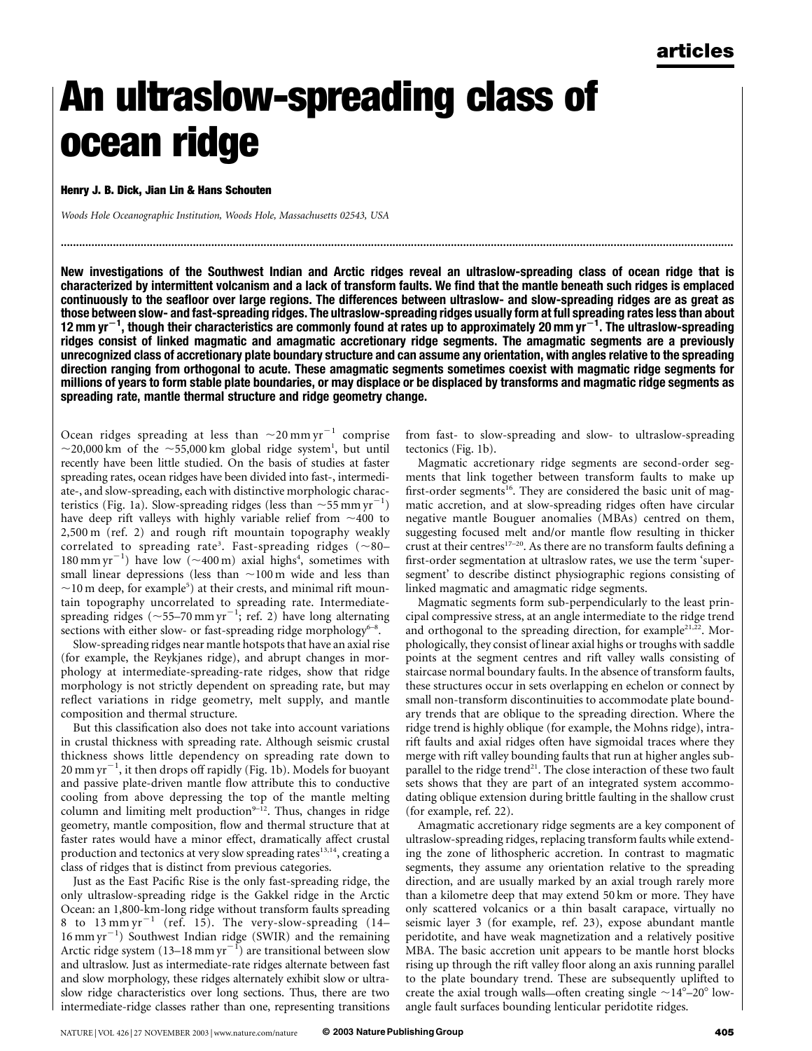# An ultraslow-spreading class of ocean ridge

**Henry J. B. Dick, Jian Lin & Hans Schouten**

*Woods Hole Oceanographic Institution, Woods Hole, Massachusetts 02543, USA*

**New investigations of the Southwest Indian and Arctic ridges reveal an ultraslow-spreading class of ocean ridge that is characterized by intermittent volcanism and a lack of transform faults. We find that the mantle beneath such ridges is emplaced continuously to the seafloor over large regions. The differences between ultraslow- and slow-spreading ridges are as great as those between slow- and fast-spreading ridges. The ultraslow-spreading ridges usually form at full spreading rates less than about 12 mm yr$^{-1}$, though their characteristics are commonly found at rates up to approximately 20 mm yr$^{-1}$. The ultraslow-spreading ridges consist of linked magmatic and amagmatic accretionary ridge segments. The amagmatic segments are a previously unrecognized class of accretionary plate boundary structure and can assume any orientation, with angles relative to the spreading direction ranging from orthogonal to acute. These amagmatic segments sometimes coexist with magmatic ridge segments for millions of years to form stable plate boundaries, or may displace or be displaced by transforms and magmatic ridge segments as spreading rate, mantle thermal structure and ridge geometry change.**

Ocean ridges spreading at less than ~20 mm yr$^{-1}$ comprise ~20,000 km of the ~55,000 km global ridge system[1], but until recently have been little studied. On the basis of studies at faster spreading rates, ocean ridges have been divided into fast-, intermediate-, and slow-spreading, each with distinctive morphologic characteristics (Fig. 1a). Slow-spreading ridges (less than ~55 mm yr$^{-1}$) have deep rift valleys with highly variable relief from ~400 to 2,500 m (ref. 2) and rough rift mountain topography weakly correlated to spreading rate[3]. Fast-spreading ridges (~80–180 mm yr$^{-1}$) have low (~400 m) axial highs[4], sometimes with small linear depressions (less than ~100 m wide and less than ~10 m deep, for example[5]) at their crests, and minimal rift mountain topography uncorrelated to spreading rate. Intermediate-spreading ridges (~55–70 mm yr$^{-1}$; ref. 2) have long alternating sections with either slow- or fast-spreading ridge morphology[6–8].

Slow-spreading ridges near mantle hotspots that have an axial rise (for example, the Reykjanes ridge), and abrupt changes in morphology at intermediate-spreading-rate regions, show that ridge morphology is not strictly dependent on spreading rate, but may reflect variations in ridge geometry, melt supply, and mantle composition and thermal structure.

But this classification also does not take into account variations in crustal thickness with spreading rate. Although seismic crustal thickness shows little dependency on spreading rate down to 20 mm yr$^{-1}$, it then drops off rapidly (Fig. 1b). Models for buoyant and passive plate-driven mantle flow attribute this to conductive cooling from above depressing the top of the mantle melting column and limiting melt production[9–12]. Thus, changes in ridge geometry, mantle composition, flow and thermal structure that at faster rates would have a minor effect, dramatically affect crustal production and tectonics at very slow spreading rates[13,14], creating a class of ridges that is distinct from previous categories.

Just as the East Pacific Rise is the only fast-spreading ridge, the only ultraslow-spreading ridge is the Gakkel ridge in the Arctic Ocean: an 1,800-km-long ridge without transform faults spreading 8 to 13 mm yr$^{-1}$ (ref. 15). The very-slow-spreading (14–16 mm yr$^{-1}$) Southwest Indian ridge (SWIR) and the remaining Arctic ridge system (13–18 mm yr$^{-1}$) are transitional between slow and ultraslow. Just as intermediate-rate ridges alternate between fast and slow morphology, these ridges alternately exhibit slow or ultraslow ridge characteristics over long sections. Thus, there are two intermediate-ridge classes rather than one, representing transitions from fast- to slow-spreading and slow- to ultraslow-spreading tectonics (Fig. 1b).

Magmatic accretionary ridge segments are second-order segments that link together between transform faults to make up first-order segments[16]. They are considered the basic unit of magmatic accretion, and at slow-spreading ridges often have circular negative mantle Bouguer anomalies (MBAs) centred on them, suggesting focused melt and/or mantle flow resulting in thicker crust at their centres[17–20]. As there are no transform faults defining a first-order segmentation at ultraslow rates, we use the term 'supersegment' to describe distinct physiographic regions consisting of linked magmatic and amagmatic ridge segments.

Magmatic segments form sub-perpendicularly to the least principal compressive stress, at an angle intermediate to the ridge trend and orthogonal to the spreading direction, for example[21,22]. Morphologically, they consist of linear axial highs or troughs with saddle points at the segment centres and rift valley walls consisting of staircase normal boundary faults. In the absence of transform faults, these structures occur in sets overlapping en echelon or connect by small non-transform discontinuities to accommodate plate boundary trends that are oblique to the spreading direction. Where the ridge trend is highly oblique (for example, the Mohns ridge), intra-rift faults and axial ridges often have sigmoidal traces where they merge with rift valley bounding faults that run at higher angles sub-parallel to the ridge trend[21]. The close interaction of these two fault sets shows that they are part of an integrated system accommodating oblique extension during brittle faulting in the shallow crust (for example, ref. 22).

Amagmatic accretionary ridge segments are a key component of ultraslow-spreading ridges, replacing transform faults while extending the zone of lithospheric accretion. In contrast to magmatic segments, they assume any orientation relative to the spreading direction, and are usually marked by an axial trough rarely more than a kilometre deep that may extend 50 km or more. They have only scattered volcanics or a thin basalt carapace, virtually no seismic layer 3 (for example, ref. 23), expose abundant mantle peridotite, and have weak magnetization and a relatively positive MBA. The basic accretion unit appears to be mantle horst blocks rising up through the rift valley floor along an axis running parallel to the plate boundary trend. These are subsequently uplifted to create the axial trough walls—often creating single ~14°–20° low-angle fault surfaces bounding lenticular peridotite ridges.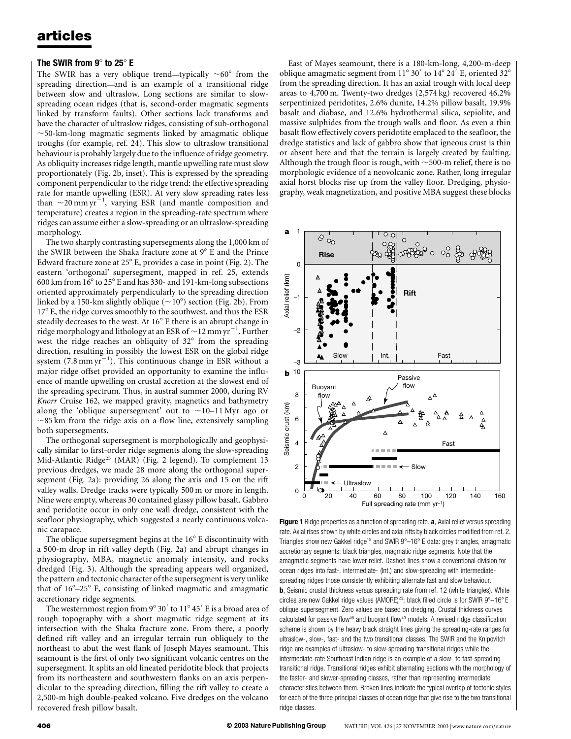### The SWIR from 9° to 25° E

The SWIR has a very oblique trend—typically ~60° from the spreading direction—and is an example of a transitional ridge between slow and ultraslow. Long sections are similar to slow-spreading ocean ridges (that is, second-order magmatic segments linked by transform faults). Other sections lack transforms and have the character of ultraslow ridges, consisting of sub-orthogonal ~50-km-long magmatic segments linked by amagmatic oblique troughs (for example, ref. 24). This slow to ultraslow transitional behaviour is probably largely due to the influence of ridge geometry. As obliquity increases ridge length, mantle upwelling rate must slow proportionately (Fig. 2b, inset). This is expressed by the spreading component perpendicular to the ridge trend: the effective spreading rate for mantle upwelling (ESR). At very slow spreading rates less than ~20 mm yr$^{-1}$, varying ESR (and mantle composition and temperature) creates a region in the spreading-rate spectrum where ridges can assume either a slow-spreading or an ultraslow-spreading morphology.

The two sharply contrasting supersegments along the 1,000 km of the SWIR between the Shaka fracture zone at 9° E and the Prince Edward fracture zone at 25° E, provides a case in point (Fig. 2). The eastern 'orthogonal' supersegment, mapped in ref. 25, extends 600 km from 16° to 25° E and has 330- and 191-km-long subsections oriented approximately perpendicularly to the spreading direction linked by a 150-km slightly oblique (~10°) section (Fig. 2b). From 17° E, the ridge curves smoothly to the southwest, and thus the ESR steadily decreases to the west. At 16° E there is an abrupt change in ridge morphology and lithology at an ESR of ~12 mm yr$^{-1}$. Further west the ridge reaches an obliquity of 32° from the spreading direction, resulting in possibly the lowest ESR on the global ridge system (7.8 mm yr$^{-1}$). This continuous change in ESR without a major ridge offset provided an opportunity to examine the influence of mantle upwelling on crustal accretion at the slowest end of the spreading spectrum. Thus, in austral summer 2000, during RV *Knorr* Cruise 162, we mapped gravity, magnetics and bathymetry along the 'oblique supersegment' out to ~10–11 Myr ago or ~85 km from the ridge axis on a flow line, extensively sampling both supersegments.

The orthogonal supersegment is morphologically and geophysically similar to first-order ridge segments along the slow-spreading Mid-Atlantic Ridge[25] (MAR) (Fig. 2 legend). To complement 13 previous dredges, we made 28 more along the orthogonal supersegment (Fig. 2a): providing 26 along the axis and 15 on the rift valley walls. Dredge tracks were typically 500 m or more in length. Nine were empty, whereas 30 contained glassy pillow basalt. Gabbro and peridotite occur in only one wall dredge, consistent with the seafloor physiography, which suggested a nearly continuous volcanic carapace.

The oblique supersegment begins at the 16° E discontinuity with a 500-m drop in rift valley depth (Fig. 2a) and abrupt changes in physiography, MBA, magnetic anomaly intensity, and rocks dredged (Fig. 3). Although the spreading appears well organized, the pattern and tectonic character of the supersegment is very unlike that of 16°–25° E, consisting of linked magmatic and amagmatic accretionary ridge segments.

The westernmost region from 9° 30′ to 11° 45′ E is a broad area of rough topography with a short magmatic ridge segment at its intersection with the Shaka fracture zone. From there, a poorly defined rift valley and an irregular terrain run obliquely to the northeast to abut the west flank of Joseph Mayes seamount. This seamount is the first of only two significant volcanic centres on the supersegment. It splits an old lineated peridotite block that projects from its northeastern and southwestern flanks on an axis perpendicular to the spreading direction, filling the rift valley to create a 2,500-m high double-peaked volcano. Five dredges on the volcano recovered fresh pillow basalt.

East of Mayes seamount, there is a 180-km-long, 4,200-m-deep oblique amagmatic segment from 11° 30′ to 14° 24′ E, oriented 32° from the spreading direction. It has an axial trough with local deep areas to 4,700 m. Twenty-two dredges (2,574 kg) recovered 46.2% serpentinized peridotites, 2.6% dunite, 14.2% pillow basalt, 19.9% basalt and diabase, and 12.6% hydrothermal silica, sepiolite, and massive sulphides from the trough walls and floor. As even a thin basalt flow effectively covers peridotite emplaced to the seafloor, the dredge statistics and lack of gabbro show that igneous crust is thin or absent here and that the terrain is largely created by faulting. Although the trough floor is rough, with ~500-m relief, there is no morphologic evidence of a neovolcanic zone. Rather, long irregular axial horst blocks rise up from the valley floor. Dredging, physiography, weak magnetization, and positive MBA suggest these blocks

**Figure 1** Ridge properties as a function of spreading rate. **a**, Axial relief versus spreading rate. Axial rises shown by white circles and axial rifts by black circles modified from ref. 2. Triangles show new Gakkel ridge[15] and SWIR 9°–16° E data: grey triangles, amagmatic accretionary segments; black triangles, magmatic ridge segments. Note that the amagmatic segments have lower relief. Dashed lines show a conventional division for ocean ridges into fast-, intermediate- (Int.) and slow-spreading with intermediate-spreading ridges those consistently exhibiting alternate fast and slow behaviour. **b**, Seismic crustal thickness versus spreading rate from ref. 12 (white triangles). White circles are new Gakkel ridge values (AMORE)[23]; black filled circle is for SWIR 9°–16° E oblique supersegment. Zero values are based on dredging. Crustal thickness curves calculated for passive flow[48] and buoyant flow[49] models. A revised ridge classification scheme is shown by the heavy black straight lines giving the spreading-rate ranges for ultraslow-, slow-, fast- and the two transitional classes. The SWIR and the Knipovitch ridge are examples of ultraslow- to slow-spreading transitional ridges while the intermediate-rate Southeast Indian ridge is an example of a slow- to fast-spreading transitional ridge. Transitional ridges exhibit alternating sections with the morphology of the faster- and slower-spreading classes, rather than representing intermediate characteristics between them. Broken lines indicate the typical overlap of tectonic styles for each of the three principal classes of ocean ridge that give rise to the two transitional ridge classes.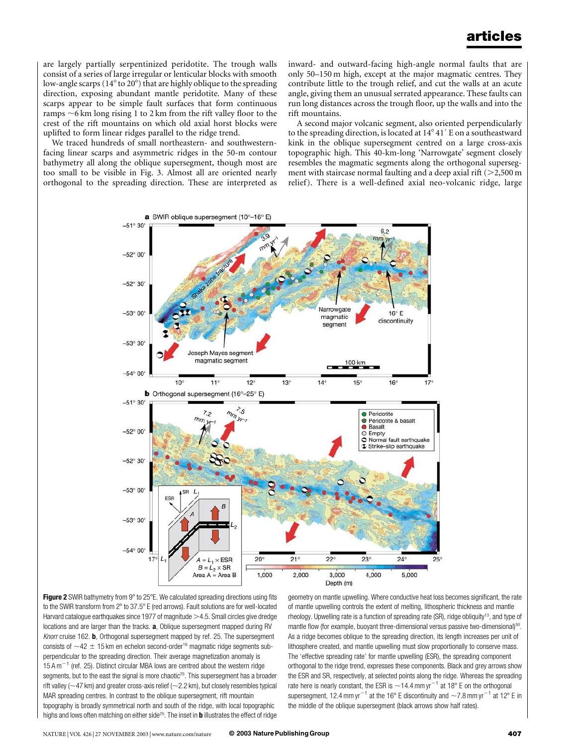are largely partially serpentinized peridotite. The trough walls consist of a series of large irregular or lenticular blocks with smooth low-angle scarps (14° to 20°) that are highly oblique to the spreading direction, exposing abundant mantle peridotite. Many of these scarps appear to be simple fault surfaces that form continuous ramps ~6 km long rising 1 to 2 km from the rift valley floor to the crest of the rift mountains on which old axial horst blocks were uplifted to form linear ridges parallel to the ridge trend.

We traced hundreds of small northeastern- and southwestern-facing linear scarps and asymmetric ridges in the 50-m contour bathymetry all along the oblique supersegment, though most are too small to be visible in Fig. 3. Almost all are oriented nearly orthogonal to the spreading direction. These are interpreted as inward- and outward-facing high-angle normal faults that are only 50–150 m high, except at the major magmatic centres. They contribute little to the trough relief, and cut the walls at an acute angle, giving them an unusual serrated appearance. These faults can run long distances across the trough floor, up the walls and into the rift mountains.

A second major volcanic segment, also oriented perpendicularly to the spreading direction, is located at 14° 41′ E on a southeastward kink in the oblique supersegment centred on a large cross-axis topographic high. This 40-km-long 'Narrowgate' segment closely resembles the magmatic segments along the orthogonal supersegment with staircase normal faulting and a deep axial rift (>2,500 m relief). There is a well-defined axial neo-volcanic ridge, large

**Figure 2** SWIR bathymetry from 9° to 25°E. We calculated spreading directions using fits to the SWIR transform from 2° to 37.5° E (red arrows). Fault solutions are for well-located Harvard catalogue earthquakes since 1977 of magnitude >4.5. Small circles give dredge locations and are larger than the tracks. **a**, Oblique supersegment mapped during RV *Knorr* cruise 162. **b**, Orthogonal supersegment mapped by ref. 25. The supersegment consists of ~42 ± 15 km en echelon second-order[16] magmatic ridge segments sub-perpendicular to the spreading direction. Their average magnetization anomaly is 15 A m$^{-1}$ (ref. 25). Distinct circular MBA lows are centred about the western ridge segments, but to the east the signal is more chaotic[25]. This supersegment has a broader rift valley (~47 km) and greater cross-axis relief (~2.2 km), but closely resembles typical MAR spreading centres. In contrast to the oblique supersegment, rift mountain topography is broadly symmetrical north and south of the ridge, with local topographic highs and lows often matching on either side[25]. The inset in **b** illustrates the effect of ridge geometry on mantle upwelling. Where conductive heat loss becomes significant, the rate of mantle upwelling controls the extent of melting, lithospheric thickness and mantle rheology. Upwelling rate is a function of spreading rate (SR), ridge obliquity[13], and type of mantle flow (for example, buoyant three-dimensional versus passive two-dimensional)[50]. As a ridge becomes oblique to the spreading direction, its length increases per unit of lithosphere created, and mantle upwelling must slow proportionally to conserve mass. The 'effective spreading rate' for mantle upwelling (ESR), the spreading component orthogonal to the ridge trend, expresses these components. Black and grey arrows show the ESR and SR, respectively, at selected points along the ridge. Whereas the spreading rate here is nearly constant, the ESR is ~14.4 mm yr$^{-1}$ at 18° E on the orthogonal supersegment, 12.4 mm yr$^{-1}$ at the 16° E discontinuity and ~7.8 mm yr$^{-1}$ at 12° E in the middle of the oblique supersegment (black arrows show half rates).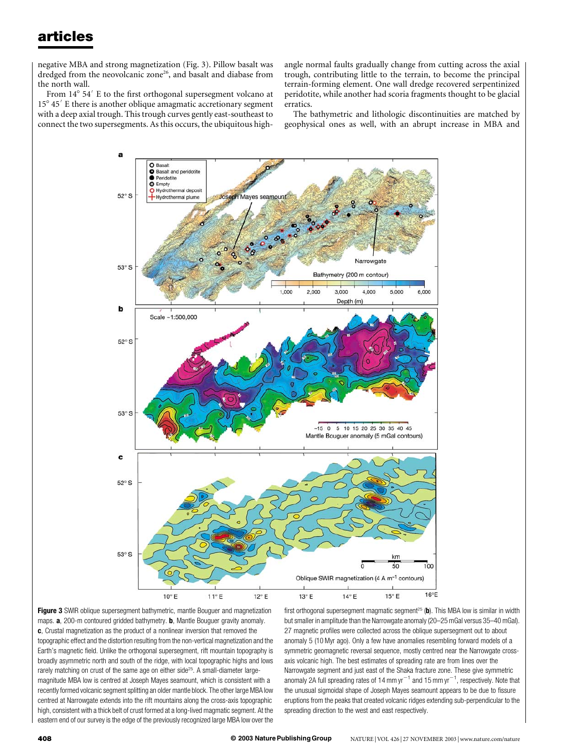negative MBA and strong magnetization (Fig. 3). Pillow basalt was dredged from the neovolcanic zone[26], and basalt and diabase from the north wall.

From 14° 54′ E to the first orthogonal supersegment volcano at 15° 45′ E there is another oblique amagmatic accretionary segment with a deep axial trough. This trough curves gently east-southeast to connect the two supersegments. As this occurs, the ubiquitous high-angle normal faults gradually change from cutting across the axial trough, contributing little to the terrain, to become the principal terrain-forming element. One wall dredge recovered serpentinized peridotite, while another had scoria fragments thought to be glacial erratics.

The bathymetric and lithologic discontinuities are matched by geophysical ones as well, with an abrupt increase in MBA and

**Figure 3** SWIR oblique supersegment bathymetric, mantle Bouguer and magnetization maps. **a**, 200-m contoured gridded bathymetry. **b**, Mantle Bouguer gravity anomaly. **c**, Crustal magnetization as the product of a nonlinear inversion that removed the topographic effect and the distortion resulting from the non-vertical magnetization and the Earth's magnetic field. Unlike the orthogonal supersegment, rift mountain topography is broadly asymmetric north and south of the ridge, with local topographic highs and lows rarely matching on crust of the same age on either side[25]. A small-diameter large-magnitude MBA low is centred at Joseph Mayes seamount, which is consistent with a recently formed volcanic segment splitting an older mantle block. The other large MBA low centred at Narrowgate extends into the rift mountains along the cross-axis topographic high, consistent with a thick belt of crust formed at a long-lived magmatic segment. At the eastern end of our survey is the edge of the previously recognized large MBA low over the first orthogonal supersegment magmatic segment[25] (**b**). This MBA low is similar in width but smaller in amplitude than the Narrowgate anomaly (20–25 mGal versus 35–40 mGal). 27 magnetic profiles were collected across the oblique supersegment out to about anomaly 5 (10 Myr ago). Only a few have anomalies resembling forward models of a symmetric geomagnetic reversal sequence, mostly centred near the Narrowgate cross-axis volcanic high. The best estimates of spreading rate are from lines over the Narrowgate segment and just east of the Shaka fracture zone. These give symmetric anomaly 2A full spreading rates of 14 mm yr$^{-1}$ and 15 mm yr$^{-1}$, respectively. Note that the unusual sigmoidal shape of Joseph Mayes seamount appears to be due to fissure eruptions from the peaks that created volcanic ridges extending sub-perpendicular to the spreading direction to the west and east respectively.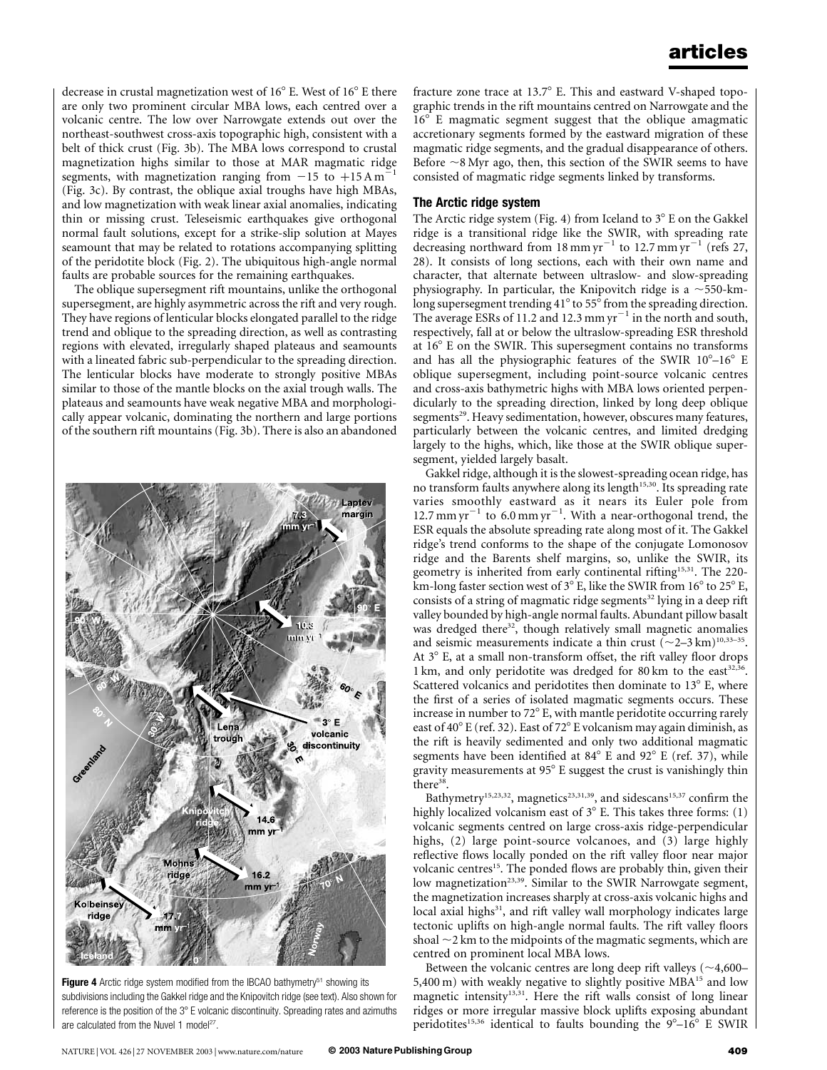decrease in crustal magnetization west of 16° E. West of 16° E there are only two prominent circular MBA lows, each centred over a volcanic centre. The low over Narrowgate extends out over the northeast-southwest cross-axis topographic high, consistent with a belt of thick crust (Fig. 3b). The MBA lows correspond to crustal magnetization highs similar to those at MAR magmatic ridge segments, with magnetization ranging from $-15$ to $+15\,\mathrm{A\,m^{-1}}$ (Fig. 3c). By contrast, the oblique axial troughs have high MBAs, and low magnetization with weak linear axial anomalies, indicating thin or missing crust. Teleseismic earthquakes give orthogonal normal fault solutions, except for a strike-slip solution at Mayes seamount that may be related to rotations accompanying splitting of the peridotite block (Fig. 2). The ubiquitous high-angle normal faults are probable sources for the remaining earthquakes.

The oblique supersegment rift mountains, unlike the orthogonal supersegment, are highly asymmetric across the rift and very rough. They have regions of lenticular blocks elongated parallel to the ridge trend and oblique to the spreading direction, as well as contrasting regions with elevated, irregularly shaped plateaus and seamounts with a lineated fabric sub-perpendicular to the spreading direction. The lenticular blocks have moderate to strongly positive MBAs similar to those of the mantle blocks on the axial trough walls. The plateaus and seamounts have weak negative MBA and morphologically appear volcanic, dominating the northern and large portions of the southern rift mountains (Fig. 3b). There is also an abandoned fracture zone trace at 13.7° E. This and eastward V-shaped topographic trends in the rift mountains centred on Narrowgate and the 16° E magmatic segment suggest that the oblique amagmatic accretionary segments formed by the eastward migration of these magmatic ridge segments, and the gradual disappearance of others. Before ~8 Myr ago, then, this section of the SWIR seems to have consisted of magmatic ridge segments linked by transforms.

### The Arctic ridge system

The Arctic ridge system (Fig. 4) from Iceland to 3° E on the Gakkel ridge is a transitional ridge like the SWIR, with spreading rate decreasing northward from $18\,\mathrm{mm\,yr^{-1}}$ to $12.7\,\mathrm{mm\,yr^{-1}}$ (refs 27, 28). It consists of long sections, each with their own name and character, that alternate between ultraslow- and slow-spreading physiography. In particular, the Knipovitch ridge is a ~550-km-long supersegment trending 41° to 55° from the spreading direction. The average ESRs of 11.2 and $12.3\,\mathrm{mm\,yr^{-1}}$ in the north and south, respectively, fall at or below the ultraslow-spreading ESR threshold at 16° E on the SWIR. This supersegment contains no transforms and has all the physiographic features of the SWIR 10°–16° E oblique supersegment, including point-source volcanic centres and cross-axis bathymetric highs with MBA lows oriented perpendicularly to the spreading direction, linked by long deep oblique segments[29]. Heavy sedimentation, however, obscures many features, particularly between the volcanic centres, and limited dredging largely to the highs, which, like those at the SWIR oblique supersegment, yielded largely basalt.

Gakkel ridge, although it is the slowest-spreading ocean ridge, has no transform faults anywhere along its length[15,30]. Its spreading rate varies smoothly eastward as it nears its Euler pole from $12.7\,\mathrm{mm\,yr^{-1}}$ to $6.0\,\mathrm{mm\,yr^{-1}}$. With a near-orthogonal trend, the ESR equals the absolute spreading rate along most of it. The Gakkel ridge's trend conforms to the shape of the conjugate Lomonosov ridge and the Barents shelf margins, so, unlike the SWIR, its geometry is inherited from early continental rifting[15,31]. The 220-km-long faster section west of 3° E, like the SWIR from 16° to 25° E, consists of a string of magmatic ridge segments[32] lying in a deep rift valley bounded by high-angle normal faults. Abundant pillow basalt was dredged there[32], though relatively small magnetic anomalies and seismic measurements indicate a thin crust (~2–3 km)[10,33–35]. At 3° E, at a small non-transform offset, the rift valley floor drops 1 km, and only peridotite was dredged for 80 km to the east[32,36]. Scattered volcanics and peridotites then dominate to 13° E, where the first of a series of isolated magmatic segments occurs. These increase in number to 72° E, with mantle peridotite occurring rarely east of 40° E (ref. 32). East of 72° E volcanism may again diminish, as the rift is heavily sedimented and only two additional magmatic segments have been identified at 84° E and 92° E (ref. 37), while gravity measurements at 95° E suggest the crust is vanishingly thin there[38].

Bathymetry[15,23,32], magnetics[23,31,39], and sidescans[15,37] confirm the highly localized volcanism east of 3° E. This takes three forms: (1) volcanic segments centred on large cross-axis ridge-perpendicular highs, (2) large point-source volcanoes, and (3) large highly reflective flows locally ponded on the rift valley floor near major volcanic centres[15]. The ponded flows are probably thin, given their low magnetization[23,39]. Similar to the SWIR Narrowgate segment, the magnetization increases sharply at cross-axis volcanic highs and local axial highs[31], and rift valley wall morphology indicates large tectonic uplifts on high-angle normal faults. The rift valley floors shoal ~2 km to the midpoints of the magmatic segments, which are centred on prominent local MBA lows.

Between the volcanic centres are long deep rift valleys (~4,600–5,400 m) with weakly negative to slightly positive MBA[15] and low magnetic intensity[13,31]. Here the rift walls consist of long linear ridges or more irregular massive block uplifts exposing abundant peridotites[15,36] identical to faults bounding the 9°–16° E SWIR

**Figure 4** Arctic ridge system modified from the IBCAO bathymetry[51] showing its subdivisions including the Gakkel ridge and the Knipovitch ridge (see text). Also shown for reference is the position of the 3° E volcanic discontinuity. Spreading rates and azimuths are calculated from the Nuvel 1 model[27].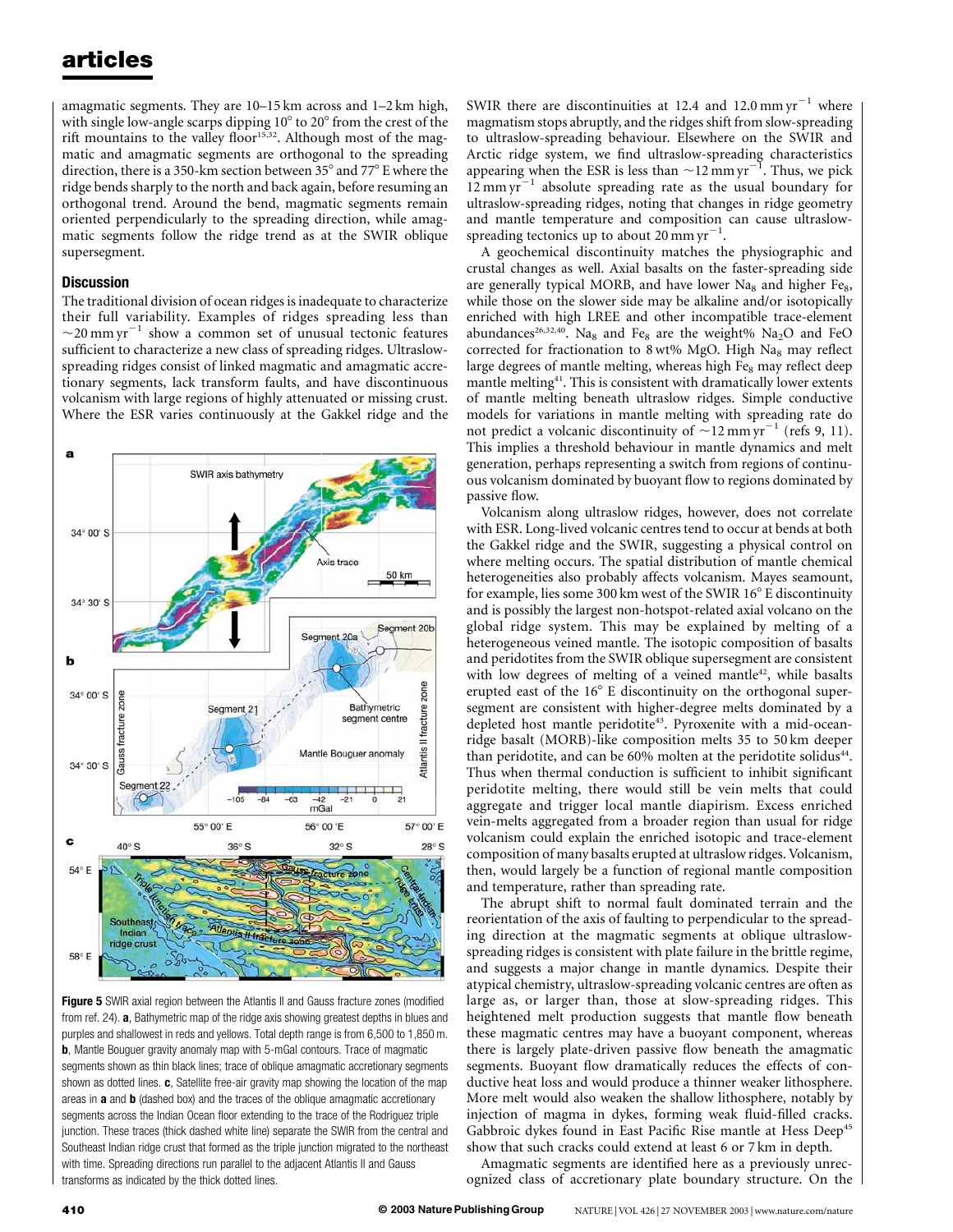amagmatic segments. They are 10–15 km across and 1–2 km high, with single low-angle scarps dipping 10° to 20° from the crest of the rift mountains to the valley floor[15,32]. Although most of the magmatic and amagmatic segments are orthogonal to the spreading direction, there is a 350-km section between 35° and 77° E where the ridge bends sharply to the north and back again, before resuming an orthogonal trend. Around the bend, magmatic segments remain oriented perpendicularly to the spreading direction, while amagmatic segments follow the ridge trend as at the SWIR oblique supersegment.

## Discussion

The traditional division of ocean ridges is inadequate to characterize their full variability. Examples of ridges spreading less than ~20 mm yr$^{-1}$ show a common set of unusual tectonic features sufficient to characterize a new class of spreading ridges. Ultraslow-spreading ridges consist of linked magmatic and amagmatic accretionary segments, lack transform faults, and have discontinuous volcanism with large regions of highly attenuated or missing crust. Where the ESR varies continuously at the Gakkel ridge and the SWIR there are discontinuities at 12.4 and 12.0 mm yr$^{-1}$ where magmatism stops abruptly, and the ridges shift from slow-spreading to ultraslow-spreading behaviour. Elsewhere on the SWIR and Arctic ridge system, we find ultraslow-spreading characteristics appearing when the ESR is less than ~12 mm yr$^{-1}$. Thus, we pick 12 mm yr$^{-1}$ absolute spreading rate as the usual boundary for ultraslow-spreading ridges, noting that changes in ridge geometry and mantle temperature and composition can cause ultraslow-spreading tectonics up to about 20 mm yr$^{-1}$.

A geochemical discontinuity matches the physiographic and crustal changes as well. Axial basalts on the faster-spreading side are generally typical MORB, and have lower $Na_8$ and higher $Fe_8$, while those on the slower side may be alkaline and/or isotopically enriched with high LREE and other incompatible trace-element abundances[26,32,40]. $Na_8$ and $Fe_8$ are the weight% $Na_2O$ and FeO corrected for fractionation to 8 wt% MgO. High $Na_8$ may reflect large degrees of mantle melting, whereas high $Fe_8$ may reflect deep mantle melting[41]. This is consistent with dramatically lower extents of mantle melting beneath ultraslow ridges. Simple conductive models for variations in mantle melting with spreading rate do not predict a volcanic discontinuity of ~12 mm yr$^{-1}$ (refs 9, 11). This implies a threshold behaviour in mantle dynamics and melt generation, perhaps representing a switch from regions of continuous volcanism dominated by buoyant flow to regions dominated by passive flow.

Volcanism along ultraslow ridges, however, does not correlate with ESR. Long-lived volcanic centres tend to occur at bends at both the Gakkel ridge and the SWIR, suggesting a physical control on where melting occurs. The spatial distribution of mantle chemical heterogeneities also probably affects volcanism. Mayes seamount, for example, lies some 300 km west of the SWIR 16° E discontinuity and is possibly the largest non-hotspot-related axial volcano on the global ridge system. This may be explained by melting of a heterogeneous veined mantle. The isotopic composition of basalts and peridotites from the SWIR oblique supersegment are consistent with low degrees of melting of a veined mantle[42], while basalts erupted east of the 16° E discontinuity on the orthogonal supersegment are consistent with higher-degree melts dominated by a depleted host mantle peridotite[43]. Pyroxenite with a mid-ocean-ridge basalt (MORB)-like composition melts 35 to 50 km deeper than peridotite, and can be 60% molten at the peridotite solidus[44]. Thus when thermal conduction is sufficient to inhibit significant peridotite melting, there would still be vein melts that could aggregate and trigger local mantle diapirism. Excess enriched vein-melts aggregated from a broader region than usual for ridge volcanism could explain the enriched isotopic and trace-element composition of many basalts erupted at ultraslow ridges. Volcanism, then, would largely be a function of regional mantle composition and temperature, rather than spreading rate.

The abrupt shift to normal fault dominated terrain and the reorientation of the axis of faulting to perpendicular to the spreading direction at the magmatic segments at oblique ultraslow-spreading ridges is consistent with plate failure in the brittle regime, and suggests a major change in mantle dynamics. Despite their atypical chemistry, ultraslow-spreading volcanic centres are often as large as, or larger than, those at slow-spreading ridges. This heightened melt production suggests that mantle flow beneath these magmatic centres may have a buoyant component, whereas there is largely plate-driven passive flow beneath the amagmatic segments. Buoyant flow dramatically reduces the effects of conductive heat loss and would produce a thinner weaker lithosphere. More melt would also weaken the shallow lithosphere, notably by injection of magma in dykes, forming weak fluid-filled cracks. Gabbroic dykes found in East Pacific Rise mantle at Hess Deep[45] show that such cracks could extend at least 6 or 7 km in depth.

Amagmatic segments are identified here as a previously unrecognized class of accretionary plate boundary structure. On the

**Figure 5** SWIR axial region between the Atlantis II and Gauss fracture zones (modified from ref. 24). **a**, Bathymetric map of the ridge axis showing greatest depths in blues and purples and shallowest in reds and yellows. Total depth range is from 6,500 to 1,850 m. **b**, Mantle Bouguer gravity anomaly map with 5-mGal contours. Trace of magmatic segments shown as thin black lines; trace of oblique amagmatic accretionary segments shown as dotted lines. **c**, Satellite free-air gravity map showing the location of the map areas in **a** and **b** (dashed box) and the traces of the oblique amagmatic accretionary segments across the Indian Ocean floor extending to the trace of the Rodriguez triple junction. These traces (thick dashed white line) separate the SWIR from the central and Southeast Indian ridge crust that formed as the triple junction migrated to the northeast with time. Spreading directions run parallel to the adjacent Atlantis II and Gauss transforms as indicated by the thick dotted lines.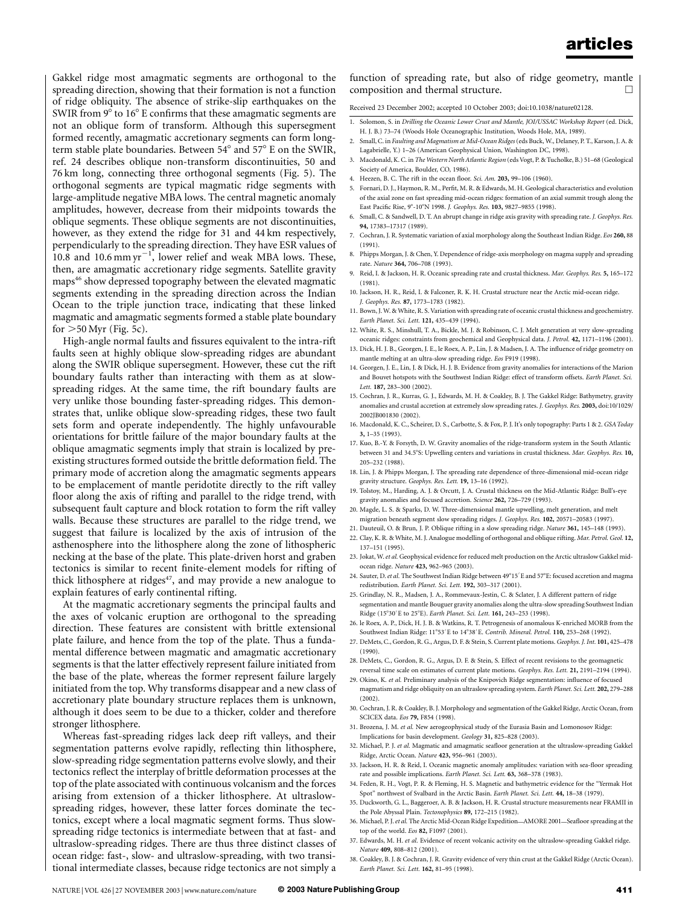Gakkel ridge most amagmatic segments are orthogonal to the spreading direction, showing that their formation is not a function of ridge obliquity. The absence of strike-slip earthquakes on the SWIR from 9° to 16° E confirms that these amagmatic segments are not an oblique form of transform. Although this supersegment formed recently, amagmatic accretionary segments can form long-term stable plate boundaries. Between 54° and 57° E on the SWIR, ref. 24 describes oblique non-transform discontinuities, 50 and 76 km long, connecting three orthogonal segments (Fig. 5). The orthogonal segments are typical magmatic ridge segments with large-amplitude negative MBA lows. The central magnetic anomaly amplitudes, however, decrease from their midpoints towards the oblique segments. These oblique segments are not discontinuities, however, as they extend the ridge for 31 and 44 km respectively, perpendicularly to the spreading direction. They have ESR values of 10.8 and 10.6 mm $yr^{-1}$, lower relief and weak MBA lows. These, then, are amagmatic accretionary ridge segments. Satellite gravity maps[46] show depressed topography between the elevated magmatic segments extending in the spreading direction across the Indian Ocean to the triple junction trace, indicating that these linked magmatic and amagmatic segments formed a stable plate boundary for >50 Myr (Fig. 5c).

High-angle normal faults and fissures equivalent to the intra-rift faults seen at highly oblique slow-spreading ridges are abundant along the SWIR oblique supersegment. However, these cut the rift boundary faults rather than interacting with them as at slow-spreading ridges. At the same time, the rift boundary faults are very unlike those bounding faster-spreading ridges. This demonstrates that, unlike oblique slow-spreading ridges, these two fault sets form and operate independently. The highly unfavourable orientations for brittle failure of the major boundary faults at the oblique amagmatic segments imply that strain is localized by pre-existing structures formed outside the brittle deformation field. The primary mode of accretion along the amagmatic segments appears to be emplacement of mantle peridotite directly to the rift valley floor along the axis of rifting and parallel to the ridge trend, with subsequent fault capture and block rotation to form the rift valley walls. Because these structures are parallel to the ridge trend, we suggest that failure is localized by the axis of intrusion of the asthenosphere into the lithosphere along the zone of lithospheric necking at the base of the plate. This plate-driven horst and graben tectonics is similar to recent finite-element models for rifting of thick lithosphere at ridges[47], and may provide a new analogue to explain features of early continental rifting.

At the magmatic accretionary segments the principal faults and the axes of volcanic eruption are orthogonal to the spreading direction. These features are consistent with brittle extensional plate failure, and hence from the top of the plate. Thus a fundamental difference between magmatic and amagmatic accretionary segments is that the latter effectively represent failure initiated from the base of the plate, whereas the former represent failure largely initiated from the top. Why transforms disappear and a new class of accretionary plate boundary structure replaces them is unknown, although it does seem to be due to a thicker, colder and therefore stronger lithosphere.

Whereas fast-spreading ridges lack deep rift valleys, and their segmentation patterns evolve rapidly, reflecting thin lithosphere, slow-spreading ridge segmentation patterns evolve slowly, and their tectonics reflect the interplay of brittle deformation processes at the top of the plate associated with continuous volcanism and the forces arising from extension of a thicker lithosphere. At ultraslow-spreading ridges, however, these latter forces dominate the tectonics, except where a local magmatic segment forms. Thus slow-spreading ridge tectonics is intermediate between that at fast- and ultraslow-spreading ridges. There are thus three distinct classes of ocean ridge: fast-, slow- and ultraslow-spreading, with two transitional intermediate classes, because ridge tectonics are not simply a function of spreading rate, but also of ridge geometry, mantle composition and thermal structure. □

Received 23 December 2002; accepted 10 October 2003; doi:10.1038/nature02128.

1. Solomon, S. in *Drilling the Oceanic Lower Crust and Mantle, JOI/USSAC Workshop Report* (ed. Dick, H. J. B.) 73–74 (Woods Hole Oceanographic Institution, Woods Hole, MA, 1989).
2. Small, C. in *Faulting and Magmatism at Mid-Ocean Ridges* (eds Buck, W., Delaney, P. T., Karson, J. A. & Lagabrielle, Y.) 1–26 (American Geophysical Union, Washington DC, 1998).
3. Macdonald, K. C. in *The Western North Atlantic Region* (eds Vogt, P. & Tucholke, B.) 51–68 (Geological Society of America, Boulder, CO, 1986).
4. Heezen, B. C. The rift in the ocean floor. *Sci. Am.* **203,** 99–106 (1960).
5. Fornari, D. J., Haymon, R. M., Perfit, M. R. & Edwards, M. H. Geological characteristics and evolution of the axial zone on fast spreading mid-ocean ridges: formation of an axial summit trough along the East Pacific Rise, 9°-10°N 1998. *J. Geophys. Res.* **103,** 9827–9855 (1998).
6. Small, C. & Sandwell, D. T. An abrupt change in ridge axis gravity with spreading rate. *J. Geophys. Res.* **94,** 17383–17317 (1989).
7. Cochran, J. R. Systematic variation of axial morphology along the Southeast Indian Ridge. *Eos* **260,** 88 (1991).
8. Phipps Morgan, J. & Chen, Y. Dependence of ridge-axis morphology on magma supply and spreading rate. *Nature* **364,** 706–708 (1993).
9. Reid, I. & Jackson, H. R. Oceanic spreading rate and crustal thickness. *Mar. Geophys. Res.* **5,** 165–172 (1981).
10. Jackson, H. R., Reid, I. & Falconer, R. K. H. Crustal structure near the Arctic mid-ocean ridge. *J. Geophys. Res.* **87,** 1773–1783 (1982).
11. Bown, J. W. & White, R. S. Variation with spreading rate of oceanic crustal thickness and geochemistry. *Earth Planet. Sci. Lett.* **121,** 435–439 (1994).
12. White, R. S., Minshull, T. A., Bickle, M. J. & Robinson, C. J. Melt generation at very slow-spreading oceanic ridges: constraints from geochemical and Geophysical data. *J. Petrol.* **42,** 1171–1196 (2001).
13. Dick, H. J. B., Georgen, J. E., le Roex, A. P., Lin, J. & Madsen, J. A. The influence of ridge geometry on mantle melting at an ultra-slow spreading ridge. *Eos* F919 (1998).
14. Georgen, J. E., Lin, J. & Dick, H. J. B. Evidence from gravity anomalies for interactions of the Marion and Bouvet hotspots with the Southwest Indian Ridge: effect of transform offsets. *Earth Planet. Sci. Lett.* **187,** 283–300 (2002).
15. Cochran, J. R., Kurras, G. J., Edwards, M. H. & Coakley, B. J. The Gakkel Ridge: Bathymetry, gravity anomalies and crustal accretion at extremely slow spreading rates. *J. Geophys. Res.* **2003,** doi:10/1029/2002JB001830 (2002).
16. Macdonald, K. C., Scheirer, D. S., Carbotte, S. & Fox, P. J. It's only topography: Parts 1 & 2. *GSA Today* **3,** 1–35 (1993).
17. Kuo, B.-Y. & Forsyth, D. W. Gravity anomalies of the ridge-transform system in the South Atlantic between 31 and 34.5°S: Upwelling centers and variations in crustal thickness. *Mar. Geophys. Res.* **10,** 205–232 (1988).
18. Lin, J. & Phipps Morgan, J. The spreading rate dependence of three-dimensional mid-ocean ridge gravity structure. *Geophys. Res. Lett.* **19,** 13–16 (1992).
19. Tolstoy, M., Harding, A. J. & Orcutt, J. A. Crustal thickness on the Mid-Atlantic Ridge: Bull's-eye gravity anomalies and focused accretion. *Science* **262,** 726–729 (1993).
20. Magde, L. S. & Sparks, D. W. Three-dimensional mantle upwelling, melt generation, and melt migration beneath segment slow spreading ridges. *J. Geophys. Res.* **102,** 20571–20583 (1997).
21. Dauteuil, O. & Brun, J. P. Oblique rifting in a slow spreading ridge. *Nature* **361,** 145–148 (1993).
22. Clay, K. R. & White, M. J. Analogue modelling of orthogonal and oblique rifting. *Mar. Petrol. Geol.* **12,** 137–151 (1995).
23. Jokat, W. *et al.* Geophysical evidence for reduced melt production on the Arctic ultraslow Gakkel mid-ocean ridge. *Nature* **423,** 962–965 (2003).
24. Sauter, D. *et al.* The Southwest Indian Ridge between 49°15′ E and 57°E: focused accretion and magma redistribution. *Earth Planet. Sci. Lett.* **192,** 303–317 (2001).
25. Grindlay, N. R., Madsen, J. A., Rommevaux-Jestin, C. & Sclater, J. A different pattern of ridge segmentation and mantle Bouguer gravity anomalies along the ultra-slow spreading Southwest Indian Ridge (15°30′ E to 25°E). *Earth Planet. Sci. Lett.* **161,** 243–253 (1998).
26. le Roex, A. P., Dick, H. J. B. & Watkins, R. T. Petrogenesis of anomalous K-enriched MORB from the Southwest Indian Ridge: 11°53′ E to 14°38′ E. *Contrib. Mineral. Petrol.* **110,** 253–268 (1992).
27. DeMets, C., Gordon, R. G., Argus, D. F. & Stein, S. Current plate motions. *Geophys. J. Int.* **101,** 425–478 (1990).
28. DeMets, C., Gordon, R. G., Argus, D. F. & Stein, S. Effect of recent revisions to the geomagnetic reversal time scale on estimates of current plate motions. *Geophys. Res. Lett.* **21,** 2191–2194 (1994).
29. Okino, K. *et al.* Preliminary analysis of the Knipovich Ridge segmentation: influence of focused magmatism and ridge obliquity on an ultraslow spreading system. *Earth Planet. Sci. Lett.* **202,** 279–288 (2002).
30. Cochran, J. R. & Coakley, B. J. Morphology and segmentation of the Gakkel Ridge, Arctic Ocean, from SCICEX data. *Eos* **79,** F854 (1998).
31. Brozena, J. M. *et al.* New aerogeophysical study of the Eurasia Basin and Lomonosov Ridge: Implications for basin development. *Geology* **31,** 825–828 (2003).
32. Michael, P. J. *et al.* Magmatic and amagmatic seafloor generation at the ultraslow-spreading Gakkel Ridge, Arctic Ocean. *Nature* **423,** 956–961 (2003).
33. Jackson, H. R. & Reid, I. Oceanic magnetic anomaly amplitudes: variation with sea-floor spreading rate and possible implications. *Earth Planet. Sci. Lett.* **63,** 368–378 (1983).
34. Feden, R. H., Vogt, P. R. & Fleming, H. S. Magnetic and bathymetric evidence for the "Yermak Hot Spot" northwest of Svalbard in the Arctic Basin. *Earth Planet. Sci. Lett.* **44,** 18–38 (1979).
35. Duckworth, G. L., Baggeroer, A. B. & Jackson, H. R. Crustal structure measurements near FRAMII in the Pole Abyssal Plain. *Tectonophysics* **89,** 172–215 (1982).
36. Michael, P. J. *et al.* The Arctic Mid-Ocean Ridge Expedition—AMORE 2001—Seafloor spreading at the top of the world. *Eos* **82,** F1097 (2001).
37. Edwards, M. H. *et al.* Evidence of recent volcanic activity on the ultraslow-spreading Gakkel ridge. *Nature* **409,** 808–812 (2001).
38. Coakley, B. J. & Cochran, J. R. Gravity evidence of very thin crust at the Gakkel Ridge (Arctic Ocean). *Earth Planet. Sci. Lett.* **162,** 81–95 (1998).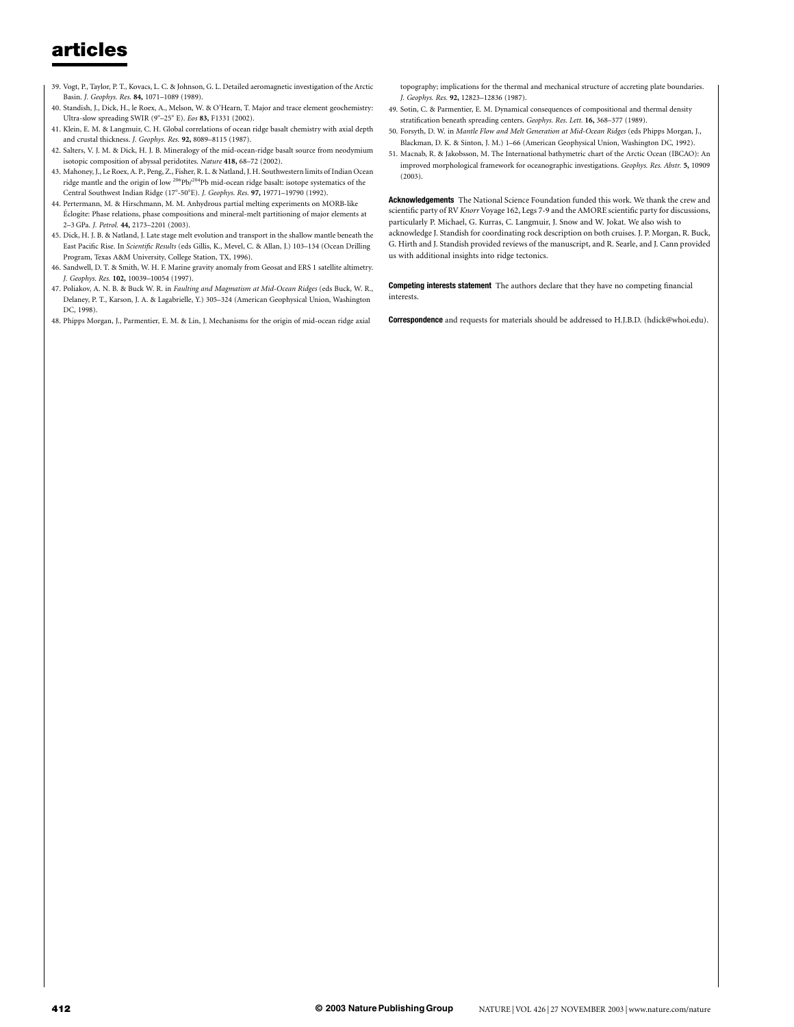39. Vogt, P., Taylor, P. T., Kovacs, L. C. & Johnson, G. L. Detailed aeromagnetic investigation of the Arctic Basin. *J. Geophys. Res.* **84,** 1071–1089 (1989).
40. Standish, J., Dick, H., le Roex, A., Melson, W. & O'Hearn, T. Major and trace element geochemistry: Ultra-slow spreading SWIR (9°–25° E). *Eos* **83,** F1331 (2002).
41. Klein, E. M. & Langmuir, C. H. Global correlations of ocean ridge basalt chemistry with axial depth and crustal thickness. *J. Geophys. Res.* **92,** 8089–8115 (1987).
42. Salters, V. J. M. & Dick, H. J. B. Mineralogy of the mid-ocean-ridge basalt source from neodymium isotopic composition of abyssal peridotites. *Nature* **418,** 68–72 (2002).
43. Mahoney, J., Le Roex, A. P., Peng, Z., Fisher, R. L. & Natland, J. H. Southwestern limits of Indian Ocean ridge mantle and the origin of low $^{206}Pb/^{204}Pb$ mid-ocean ridge basalt: isotope systematics of the Central Southwest Indian Ridge (17°-50°E). *J. Geophys. Res.* **97,** 19771–19790 (1992).
44. Pertermann, M. & Hirschmann, M. M. Anhydrous partial melting experiments on MORB-like Éclogite: Phase relations, phase compositions and mineral-melt partitioning of major elements at 2–3 GPa. *J. Petrol.* **44,** 2173–2201 (2003).
45. Dick, H. J. B. & Natland, J. Late stage melt evolution and transport in the shallow mantle beneath the East Pacific Rise. In *Scientific Results* (eds Gillis, K., Mevel, C. & Allan, J.) 103–134 (Ocean Drilling Program, Texas A&M University, College Station, TX, 1996).
46. Sandwell, D. T. & Smith, W. H. F. Marine gravity anomaly from Geosat and ERS 1 satellite altimetry. *J. Geophys. Res.* **102,** 10039–10054 (1997).
47. Poliakov, A. N. B. & Buck W. R. in *Faulting and Magmatism at Mid-Ocean Ridges* (eds Buck, W. R., Delaney, P. T., Karson, J. A. & Lagabrielle, Y.) 305–324 (American Geophysical Union, Washington DC, 1998).
48. Phipps Morgan, J., Parmentier, E. M. & Lin, J. Mechanisms for the origin of mid-ocean ridge axial topography; implications for the thermal and mechanical structure of accreting plate boundaries. *J. Geophys. Res.* **92,** 12823–12836 (1987).
49. Sotin, C. & Parmentier, E. M. Dynamical consequences of compositional and thermal density stratification beneath spreading centers. *Geophys. Res. Lett.* **16,** 368–377 (1989).
50. Forsyth, D. W. in *Mantle Flow and Melt Generation at Mid-Ocean Ridges* (eds Phipps Morgan, J., Blackman, D. K. & Sinton, J. M.) 1–66 (American Geophysical Union, Washington DC, 1992).
51. Macnab, R. & Jakobsson, M. The International bathymetric chart of the Arctic Ocean (IBCAO): An improved morphological framework for oceanographic investigations. *Geophys. Res. Abstr.* **5,** 10909 (2003).

**Acknowledgements** The National Science Foundation funded this work. We thank the crew and scientific party of RV *Knorr* Voyage 162, Legs 7-9 and the AMORE scientific party for discussions, particularly P. Michael, G. Kurras, C. Langmuir, J. Snow and W. Jokat. We also wish to acknowledge J. Standish for coordinating rock description on both cruises. J. P. Morgan, R. Buck, G. Hirth and J. Standish provided reviews of the manuscript, and R. Searle, and J. Cann provided us with additional insights into ridge tectonics.

**Competing interests statement** The authors declare that they have no competing financial interests.

**Correspondence** and requests for materials should be addressed to H.J.B.D. (hdick@whoi.edu).